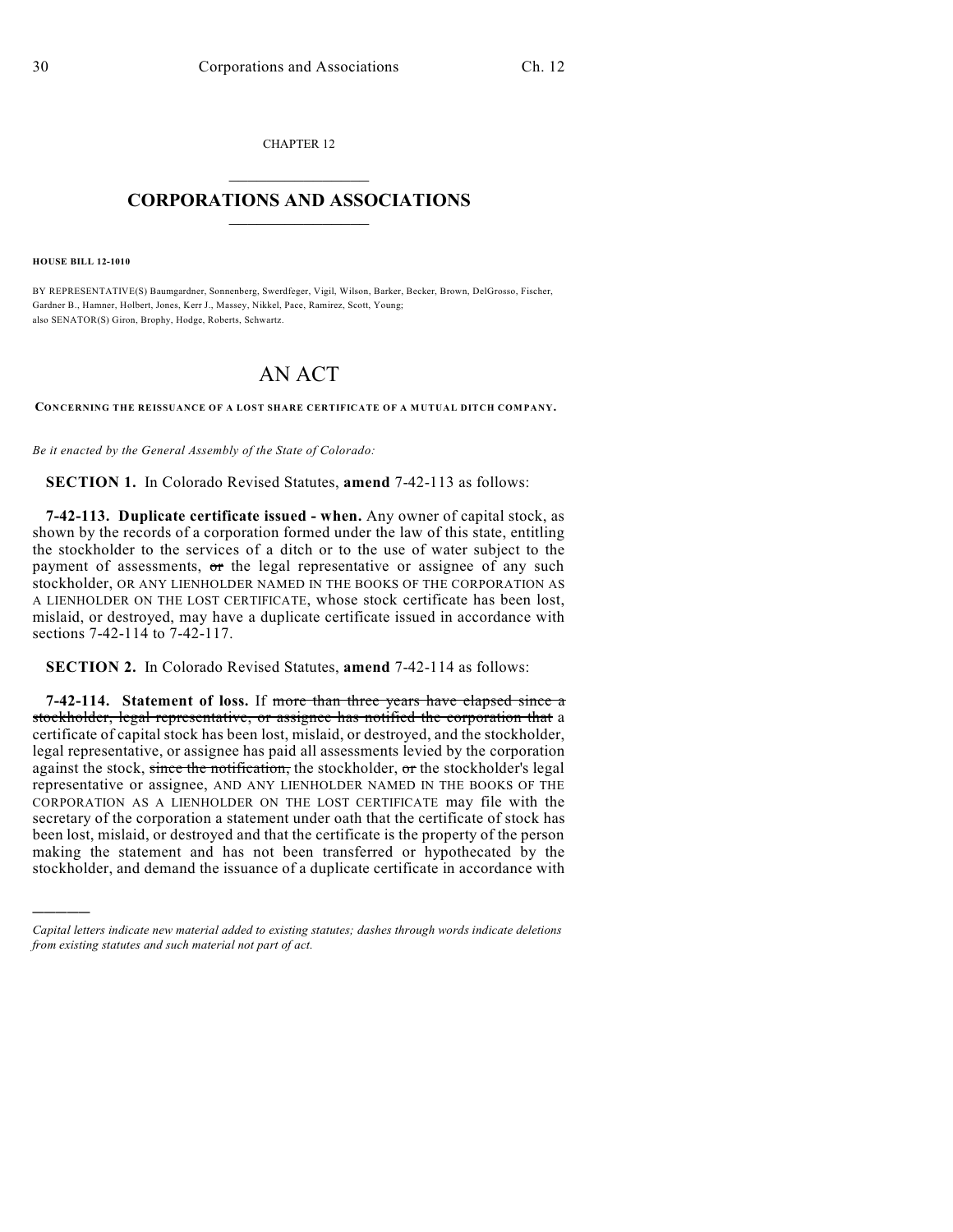CHAPTER 12

# CORPORATIONS AND ASSOCIATIONS

**HOUSE BILL 12-1010**

BY REPRESENTATIVE(S) Baumgardner, Sonnenberg, Swerdfeger, Vigil, Wilson, Barker, Becker, Brown, DelGrosso, Fischer, Gardner B., Hamner, Holbert, Jones, Kerr J., Massey, Nikkel, Pace, Ramirez, Scott, Young;
also SENATOR(S) Giron, Brophy, Hodge, Roberts, Schwartz.

# AN ACT

**CONCERNING THE REISSUANCE OF A LOST SHARE CERTIFICATE OF A MUTUAL DITCH COMPANY.**

*Be it enacted by the General Assembly of the State of Colorado:*

**SECTION 1.** In Colorado Revised Statutes, **amend** 7-42-113 as follows:

**7-42-113. Duplicate certificate issued - when.** Any owner of capital stock, as shown by the records of a corporation formed under the law of this state, entitling the stockholder to the services of a ditch or to the use of water subject to the payment of assessments, ~~or~~ the legal representative or assignee of any such stockholder, OR ANY LIENHOLDER NAMED IN THE BOOKS OF THE CORPORATION AS A LIENHOLDER ON THE LOST CERTIFICATE, whose stock certificate has been lost, mislaid, or destroyed, may have a duplicate certificate issued in accordance with sections 7-42-114 to 7-42-117.

**SECTION 2.** In Colorado Revised Statutes, **amend** 7-42-114 as follows:

**7-42-114. Statement of loss.** If ~~more than three years have elapsed since a stockholder, legal representative, or assignee has notified the corporation that~~ a certificate of capital stock has been lost, mislaid, or destroyed, and the stockholder, legal representative, or assignee has paid all assessments levied by the corporation against the stock, ~~since the notification,~~ the stockholder, ~~or~~ the stockholder's legal representative or assignee, AND ANY LIENHOLDER NAMED IN THE BOOKS OF THE CORPORATION AS A LIENHOLDER ON THE LOST CERTIFICATE may file with the secretary of the corporation a statement under oath that the certificate of stock has been lost, mislaid, or destroyed and that the certificate is the property of the person making the statement and has not been transferred or hypothecated by the stockholder, and demand the issuance of a duplicate certificate in accordance with

---

*Capital letters indicate new material added to existing statutes; dashes through words indicate deletions from existing statutes and such material not part of act.*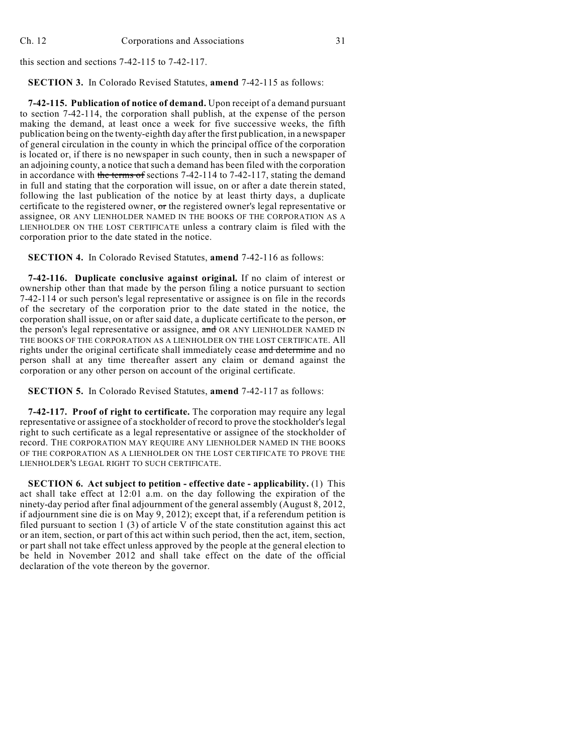this section and sections 7-42-115 to 7-42-117.

**SECTION 3.** In Colorado Revised Statutes, **amend** 7-42-115 as follows:

**7-42-115. Publication of notice of demand.** Upon receipt of a demand pursuant to section 7-42-114, the corporation shall publish, at the expense of the person making the demand, at least once a week for five successive weeks, the fifth publication being on the twenty-eighth day after the first publication, in a newspaper of general circulation in the county in which the principal office of the corporation is located or, if there is no newspaper in such county, then in such a newspaper of an adjoining county, a notice that such a demand has been filed with the corporation in accordance with ~~the terms of~~ sections 7-42-114 to 7-42-117, stating the demand in full and stating that the corporation will issue, on or after a date therein stated, following the last publication of the notice by at least thirty days, a duplicate certificate to the registered owner, ~~or~~ the registered owner's legal representative or assignee, OR ANY LIENHOLDER NAMED IN THE BOOKS OF THE CORPORATION AS A LIENHOLDER ON THE LOST CERTIFICATE unless a contrary claim is filed with the corporation prior to the date stated in the notice.

**SECTION 4.** In Colorado Revised Statutes, **amend** 7-42-116 as follows:

**7-42-116. Duplicate conclusive against original.** If no claim of interest or ownership other than that made by the person filing a notice pursuant to section 7-42-114 or such person's legal representative or assignee is on file in the records of the secretary of the corporation prior to the date stated in the notice, the corporation shall issue, on or after said date, a duplicate certificate to the person, ~~or~~ the person's legal representative or assignee, ~~and~~ OR ANY LIENHOLDER NAMED IN THE BOOKS OF THE CORPORATION AS A LIENHOLDER ON THE LOST CERTIFICATE. All rights under the original certificate shall immediately cease ~~and determine~~ and no person shall at any time thereafter assert any claim or demand against the corporation or any other person on account of the original certificate.

**SECTION 5.** In Colorado Revised Statutes, **amend** 7-42-117 as follows:

**7-42-117. Proof of right to certificate.** The corporation may require any legal representative or assignee of a stockholder of record to prove the stockholder's legal right to such certificate as a legal representative or assignee of the stockholder of record. THE CORPORATION MAY REQUIRE ANY LIENHOLDER NAMED IN THE BOOKS OF THE CORPORATION AS A LIENHOLDER ON THE LOST CERTIFICATE TO PROVE THE LIENHOLDER'S LEGAL RIGHT TO SUCH CERTIFICATE.

**SECTION 6. Act subject to petition - effective date - applicability.** (1) This act shall take effect at 12:01 a.m. on the day following the expiration of the ninety-day period after final adjournment of the general assembly (August 8, 2012, if adjournment sine die is on May 9, 2012); except that, if a referendum petition is filed pursuant to section 1 (3) of article V of the state constitution against this act or an item, section, or part of this act within such period, then the act, item, section, or part shall not take effect unless approved by the people at the general election to be held in November 2012 and shall take effect on the date of the official declaration of the vote thereon by the governor.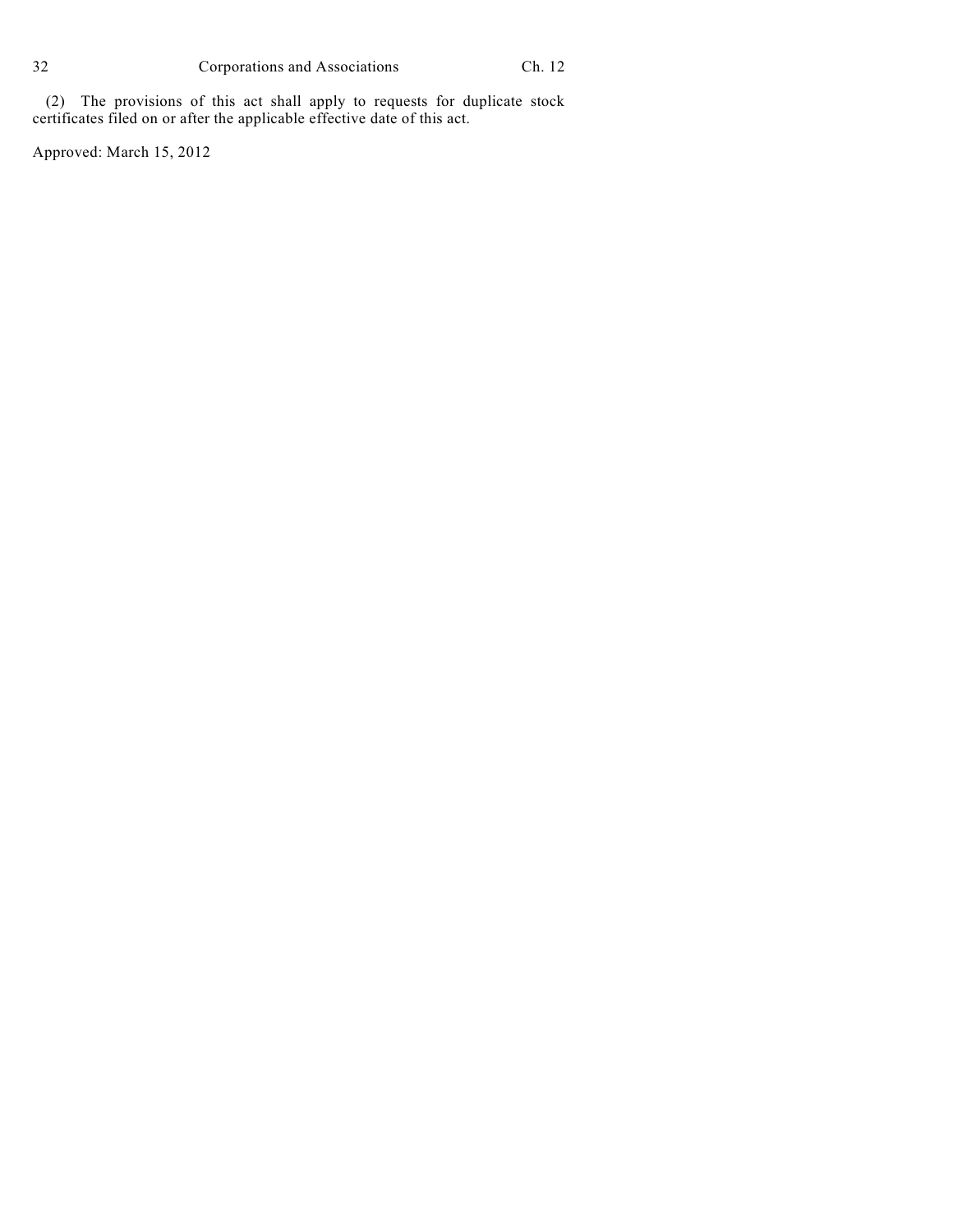(2) The provisions of this act shall apply to requests for duplicate stock certificates filed on or after the applicable effective date of this act.

Approved: March 15, 2012